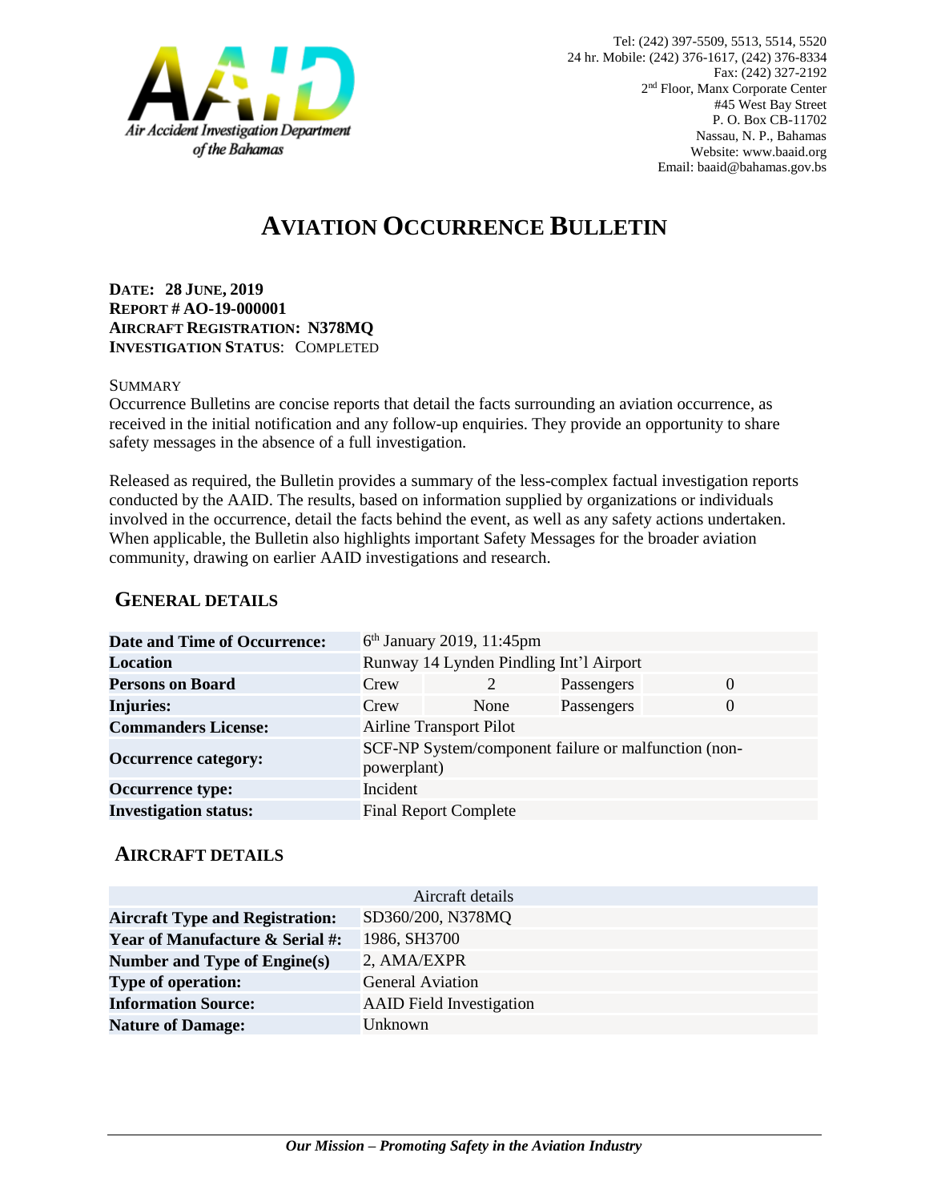Air Accident Investigation Department of the Bahamas

Tel: (242) 397-5509, 5513, 5514, 5520
24 hr. Mobile: (242) 376-1617, (242) 376-8334
Fax: (242) 327-2192
2nd Floor, Manx Corporate Center
#45 West Bay Street
P. O. Box CB-11702
Nassau, N. P., Bahamas
Website: www.baaid.org
Email: baaid@bahamas.gov.bs

# AVIATION OCCURRENCE BULLETIN

**DATE: 28 JUNE, 2019**
**REPORT # AO-19-000001**
**AIRCRAFT REGISTRATION: N378MQ**
**INVESTIGATION STATUS**: COMPLETED

SUMMARY

Occurrence Bulletins are concise reports that detail the facts surrounding an aviation occurrence, as received in the initial notification and any follow-up enquiries. They provide an opportunity to share safety messages in the absence of a full investigation.

Released as required, the Bulletin provides a summary of the less-complex factual investigation reports conducted by the AAID. The results, based on information supplied by organizations or individuals involved in the occurrence, detail the facts behind the event, as well as any safety actions undertaken. When applicable, the Bulletin also highlights important Safety Messages for the broader aviation community, drawing on earlier AAID investigations and research.

## GENERAL DETAILS

| | | | | |
|---|---|---|---|---|
| **Date and Time of Occurrence:** | 6th January 2019, 11:45pm | | | |
| **Location** | Runway 14 Lynden Pindling Int'l Airport | | | |
| **Persons on Board** | Crew | 2 | Passengers | 0 |
| **Injuries:** | Crew | None | Passengers | 0 |
| **Commanders License:** | Airline Transport Pilot | | | |
| **Occurrence category:** | SCF-NP System/component failure or malfunction (non-powerplant) | | | |
| **Occurrence type:** | Incident | | | |
| **Investigation status:** | Final Report Complete | | | |

## AIRCRAFT DETAILS

| Aircraft details | |
|---|---|
| **Aircraft Type and Registration:** | SD360/200, N378MQ |
| **Year of Manufacture & Serial #:** | 1986, SH3700 |
| **Number and Type of Engine(s)** | 2, AMA/EXPR |
| **Type of operation:** | General Aviation |
| **Information Source:** | AAID Field Investigation |
| **Nature of Damage:** | Unknown |

*Our Mission – Promoting Safety in the Aviation Industry*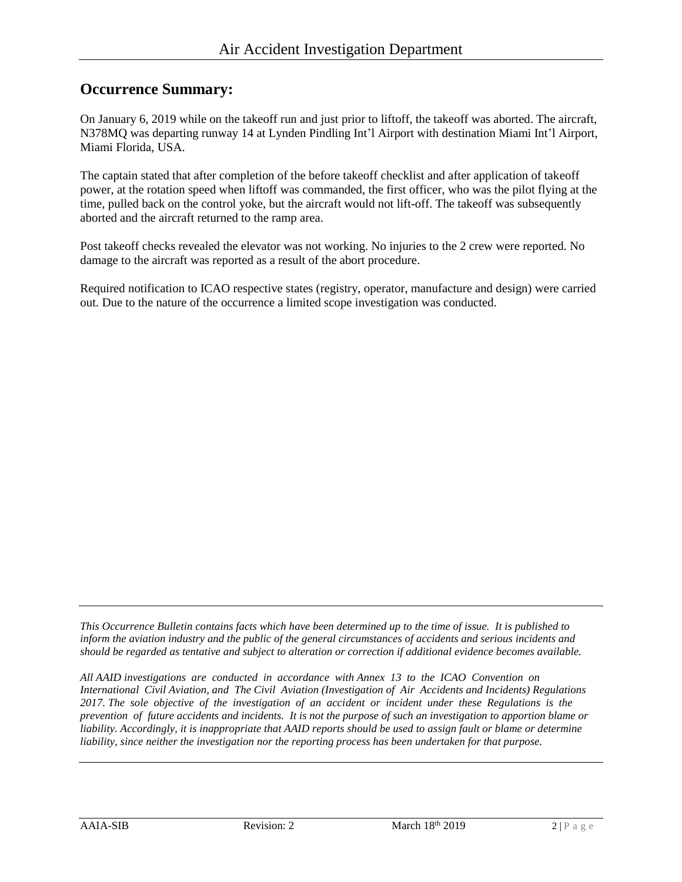## Occurrence Summary:

On January 6, 2019 while on the takeoff run and just prior to liftoff, the takeoff was aborted. The aircraft, N378MQ was departing runway 14 at Lynden Pindling Int'l Airport with destination Miami Int'l Airport, Miami Florida, USA.

The captain stated that after completion of the before takeoff checklist and after application of takeoff power, at the rotation speed when liftoff was commanded, the first officer, who was the pilot flying at the time, pulled back on the control yoke, but the aircraft would not lift-off. The takeoff was subsequently aborted and the aircraft returned to the ramp area.

Post takeoff checks revealed the elevator was not working. No injuries to the 2 crew were reported. No damage to the aircraft was reported as a result of the abort procedure.

Required notification to ICAO respective states (registry, operator, manufacture and design) were carried out. Due to the nature of the occurrence a limited scope investigation was conducted.

---

*This Occurrence Bulletin contains facts which have been determined up to the time of issue. It is published to inform the aviation industry and the public of the general circumstances of accidents and serious incidents and should be regarded as tentative and subject to alteration or correction if additional evidence becomes available.*

*All AAID investigations are conducted in accordance with Annex 13 to the ICAO Convention on International Civil Aviation, and The Civil Aviation (Investigation of Air Accidents and Incidents) Regulations 2017. The sole objective of the investigation of an accident or incident under these Regulations is the prevention of future accidents and incidents. It is not the purpose of such an investigation to apportion blame or liability. Accordingly, it is inappropriate that AAID reports should be used to assign fault or blame or determine liability, since neither the investigation nor the reporting process has been undertaken for that purpose.*